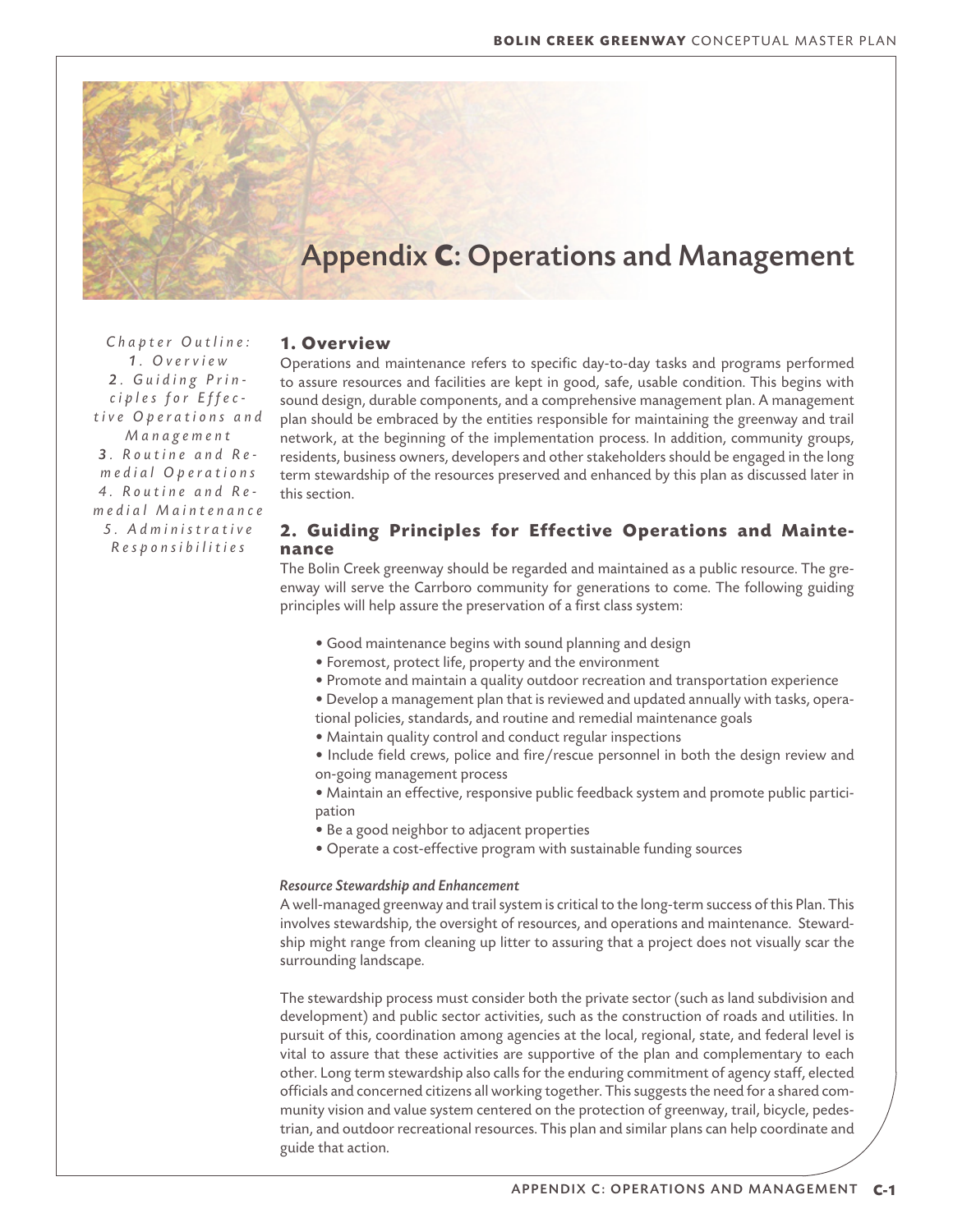# Appendix C: Operations and Management

*Chapter Outline:*
*1. Overview*
*2. Guiding Principles for Effective Operations and Management*
*3. Routine and Remedial Operations*
*4. Routine and Remedial Maintenance*
*5. Administrative Responsibilities*

## 1. Overview

Operations and maintenance refers to specific day-to-day tasks and programs performed to assure resources and facilities are kept in good, safe, usable condition. This begins with sound design, durable components, and a comprehensive management plan. A management plan should be embraced by the entities responsible for maintaining the greenway and trail network, at the beginning of the implementation process. In addition, community groups, residents, business owners, developers and other stakeholders should be engaged in the long term stewardship of the resources preserved and enhanced by this plan as discussed later in this section.

## 2. Guiding Principles for Effective Operations and Maintenance

The Bolin Creek greenway should be regarded and maintained as a public resource. The greenway will serve the Carrboro community for generations to come. The following guiding principles will help assure the preservation of a first class system:

- Good maintenance begins with sound planning and design
- Foremost, protect life, property and the environment
- Promote and maintain a quality outdoor recreation and transportation experience
- Develop a management plan that is reviewed and updated annually with tasks, operational policies, standards, and routine and remedial maintenance goals
- Maintain quality control and conduct regular inspections
- Include field crews, police and fire/rescue personnel in both the design review and on-going management process
- Maintain an effective, responsive public feedback system and promote public participation
- Be a good neighbor to adjacent properties
- Operate a cost-effective program with sustainable funding sources

### *Resource Stewardship and Enhancement*

A well-managed greenway and trail system is critical to the long-term success of this Plan. This involves stewardship, the oversight of resources, and operations and maintenance. Stewardship might range from cleaning up litter to assuring that a project does not visually scar the surrounding landscape.

The stewardship process must consider both the private sector (such as land subdivision and development) and public sector activities, such as the construction of roads and utilities. In pursuit of this, coordination among agencies at the local, regional, state, and federal level is vital to assure that these activities are supportive of the plan and complementary to each other. Long term stewardship also calls for the enduring commitment of agency staff, elected officials and concerned citizens all working together. This suggests the need for a shared community vision and value system centered on the protection of greenway, trail, bicycle, pedestrian, and outdoor recreational resources. This plan and similar plans can help coordinate and guide that action.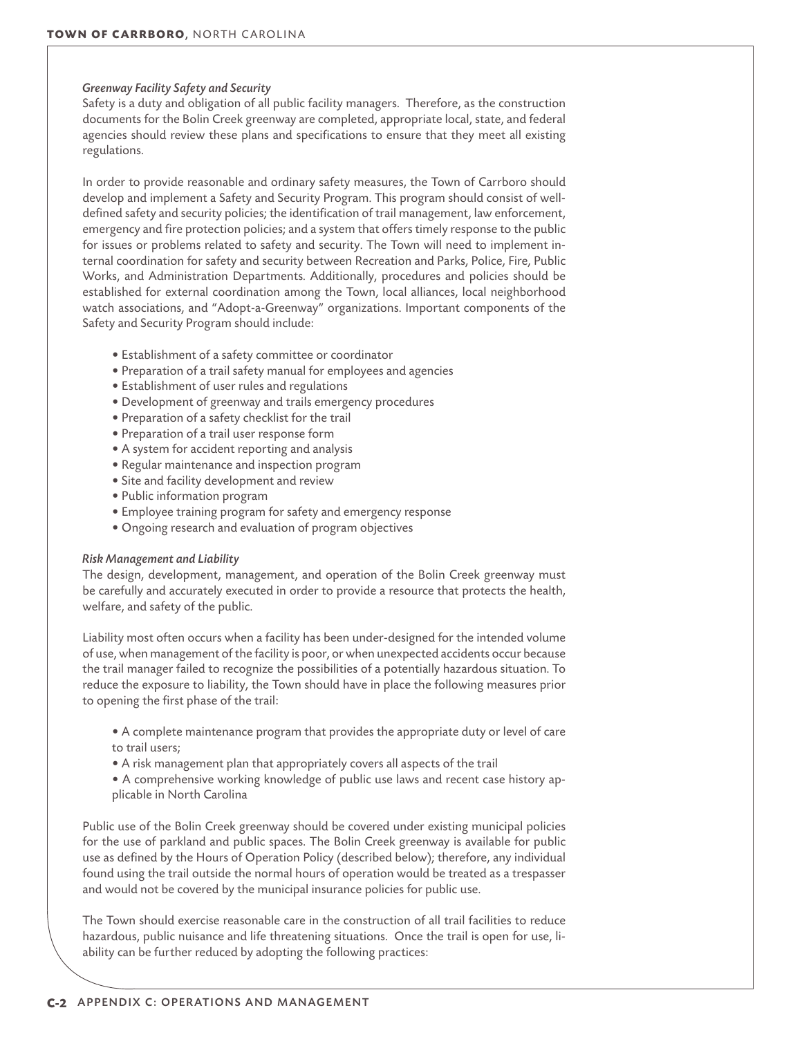*Greenway Facility Safety and Security*

Safety is a duty and obligation of all public facility managers. Therefore, as the construction documents for the Bolin Creek greenway are completed, appropriate local, state, and federal agencies should review these plans and specifications to ensure that they meet all existing regulations.

In order to provide reasonable and ordinary safety measures, the Town of Carrboro should develop and implement a Safety and Security Program. This program should consist of well-defined safety and security policies; the identification of trail management, law enforcement, emergency and fire protection policies; and a system that offers timely response to the public for issues or problems related to safety and security. The Town will need to implement internal coordination for safety and security between Recreation and Parks, Police, Fire, Public Works, and Administration Departments. Additionally, procedures and policies should be established for external coordination among the Town, local alliances, local neighborhood watch associations, and "Adopt-a-Greenway" organizations. Important components of the Safety and Security Program should include:

- Establishment of a safety committee or coordinator
- Preparation of a trail safety manual for employees and agencies
- Establishment of user rules and regulations
- Development of greenway and trails emergency procedures
- Preparation of a safety checklist for the trail
- Preparation of a trail user response form
- A system for accident reporting and analysis
- Regular maintenance and inspection program
- Site and facility development and review
- Public information program
- Employee training program for safety and emergency response
- Ongoing research and evaluation of program objectives

*Risk Management and Liability*

The design, development, management, and operation of the Bolin Creek greenway must be carefully and accurately executed in order to provide a resource that protects the health, welfare, and safety of the public.

Liability most often occurs when a facility has been under-designed for the intended volume of use, when management of the facility is poor, or when unexpected accidents occur because the trail manager failed to recognize the possibilities of a potentially hazardous situation. To reduce the exposure to liability, the Town should have in place the following measures prior to opening the first phase of the trail:

- A complete maintenance program that provides the appropriate duty or level of care to trail users;
- A risk management plan that appropriately covers all aspects of the trail
- A comprehensive working knowledge of public use laws and recent case history applicable in North Carolina

Public use of the Bolin Creek greenway should be covered under existing municipal policies for the use of parkland and public spaces. The Bolin Creek greenway is available for public use as defined by the Hours of Operation Policy (described below); therefore, any individual found using the trail outside the normal hours of operation would be treated as a trespasser and would not be covered by the municipal insurance policies for public use.

The Town should exercise reasonable care in the construction of all trail facilities to reduce hazardous, public nuisance and life threatening situations. Once the trail is open for use, liability can be further reduced by adopting the following practices: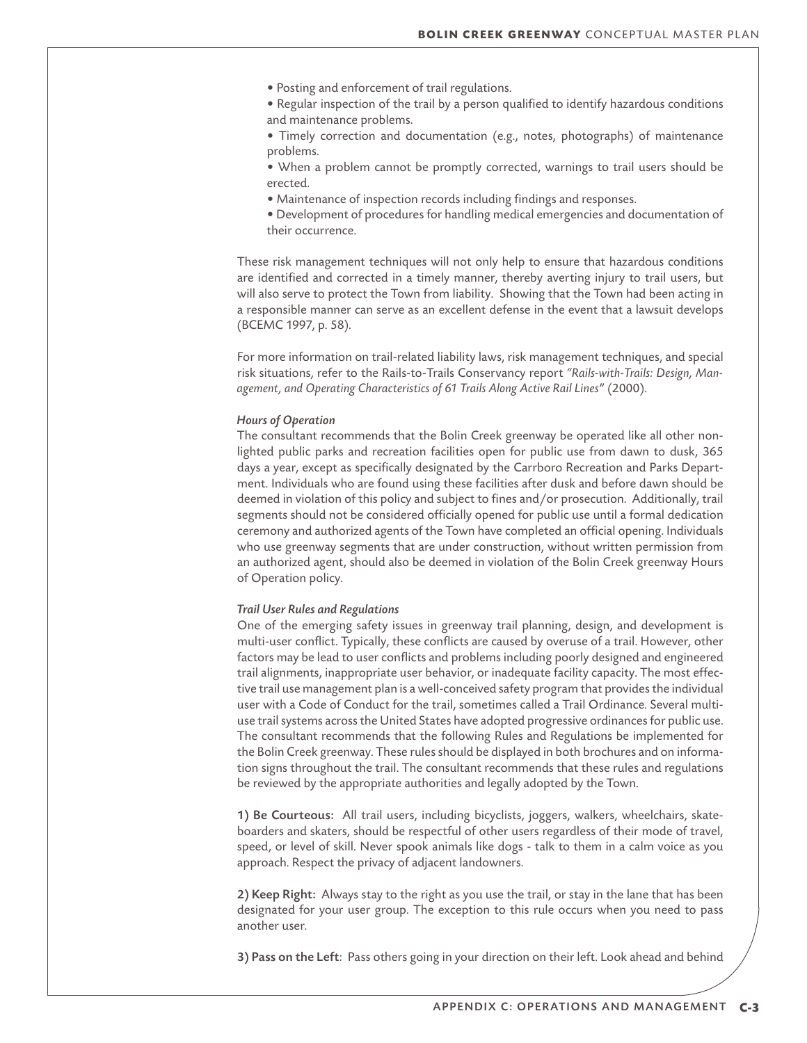- Posting and enforcement of trail regulations.
- Regular inspection of the trail by a person qualified to identify hazardous conditions and maintenance problems.
- Timely correction and documentation (e.g., notes, photographs) of maintenance problems.
- When a problem cannot be promptly corrected, warnings to trail users should be erected.
- Maintenance of inspection records including findings and responses.
- Development of procedures for handling medical emergencies and documentation of their occurrence.

These risk management techniques will not only help to ensure that hazardous conditions are identified and corrected in a timely manner, thereby averting injury to trail users, but will also serve to protect the Town from liability. Showing that the Town had been acting in a responsible manner can serve as an excellent defense in the event that a lawsuit develops (BCEMC 1997, p. 58).

For more information on trail-related liability laws, risk management techniques, and special risk situations, refer to the Rails-to-Trails Conservancy report *"Rails-with-Trails: Design, Management, and Operating Characteristics of 61 Trails Along Active Rail Lines"* (2000).

***Hours of Operation***

The consultant recommends that the Bolin Creek greenway be operated like all other non-lighted public parks and recreation facilities open for public use from dawn to dusk, 365 days a year, except as specifically designated by the Carrboro Recreation and Parks Department. Individuals who are found using these facilities after dusk and before dawn should be deemed in violation of this policy and subject to fines and/or prosecution. Additionally, trail segments should not be considered officially opened for public use until a formal dedication ceremony and authorized agents of the Town have completed an official opening. Individuals who use greenway segments that are under construction, without written permission from an authorized agent, should also be deemed in violation of the Bolin Creek greenway Hours of Operation policy.

***Trail User Rules and Regulations***

One of the emerging safety issues in greenway trail planning, design, and development is multi-user conflict. Typically, these conflicts are caused by overuse of a trail. However, other factors may be lead to user conflicts and problems including poorly designed and engineered trail alignments, inappropriate user behavior, or inadequate facility capacity. The most effective trail use management plan is a well-conceived safety program that provides the individual user with a Code of Conduct for the trail, sometimes called a Trail Ordinance. Several multi-use trail systems across the United States have adopted progressive ordinances for public use. The consultant recommends that the following Rules and Regulations be implemented for the Bolin Creek greenway. These rules should be displayed in both brochures and on information signs throughout the trail. The consultant recommends that these rules and regulations be reviewed by the appropriate authorities and legally adopted by the Town.

**1) Be Courteous:** All trail users, including bicyclists, joggers, walkers, wheelchairs, skateboarders and skaters, should be respectful of other users regardless of their mode of travel, speed, or level of skill. Never spook animals like dogs - talk to them in a calm voice as you approach. Respect the privacy of adjacent landowners.

**2) Keep Right:** Always stay to the right as you use the trail, or stay in the lane that has been designated for your user group. The exception to this rule occurs when you need to pass another user.

**3) Pass on the Left**: Pass others going in your direction on their left. Look ahead and behind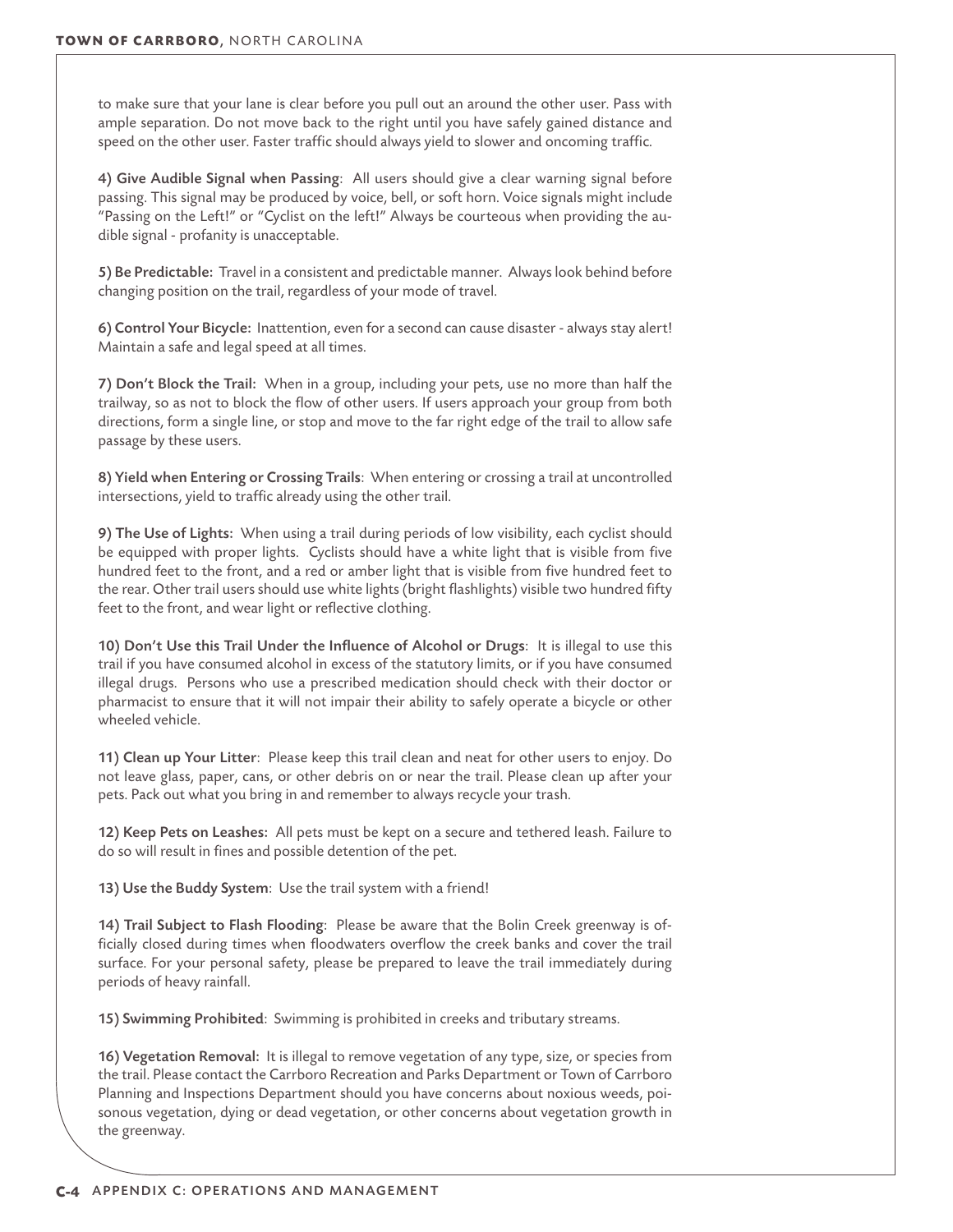to make sure that your lane is clear before you pull out an around the other user. Pass with ample separation. Do not move back to the right until you have safely gained distance and speed on the other user. Faster traffic should always yield to slower and oncoming traffic.

**4) Give Audible Signal when Passing**: All users should give a clear warning signal before passing. This signal may be produced by voice, bell, or soft horn. Voice signals might include "Passing on the Left!" or "Cyclist on the left!" Always be courteous when providing the audible signal - profanity is unacceptable.

**5) Be Predictable:** Travel in a consistent and predictable manner. Always look behind before changing position on the trail, regardless of your mode of travel.

**6) Control Your Bicycle:** Inattention, even for a second can cause disaster - always stay alert! Maintain a safe and legal speed at all times.

**7) Don't Block the Trail:** When in a group, including your pets, use no more than half the trailway, so as not to block the flow of other users. If users approach your group from both directions, form a single line, or stop and move to the far right edge of the trail to allow safe passage by these users.

**8) Yield when Entering or Crossing Trails**: When entering or crossing a trail at uncontrolled intersections, yield to traffic already using the other trail.

**9) The Use of Lights:** When using a trail during periods of low visibility, each cyclist should be equipped with proper lights. Cyclists should have a white light that is visible from five hundred feet to the front, and a red or amber light that is visible from five hundred feet to the rear. Other trail users should use white lights (bright flashlights) visible two hundred fifty feet to the front, and wear light or reflective clothing.

**10) Don't Use this Trail Under the Influence of Alcohol or Drugs**: It is illegal to use this trail if you have consumed alcohol in excess of the statutory limits, or if you have consumed illegal drugs. Persons who use a prescribed medication should check with their doctor or pharmacist to ensure that it will not impair their ability to safely operate a bicycle or other wheeled vehicle.

**11) Clean up Your Litter**: Please keep this trail clean and neat for other users to enjoy. Do not leave glass, paper, cans, or other debris on or near the trail. Please clean up after your pets. Pack out what you bring in and remember to always recycle your trash.

**12) Keep Pets on Leashes:** All pets must be kept on a secure and tethered leash. Failure to do so will result in fines and possible detention of the pet.

**13) Use the Buddy System**: Use the trail system with a friend!

**14) Trail Subject to Flash Flooding**: Please be aware that the Bolin Creek greenway is officially closed during times when floodwaters overflow the creek banks and cover the trail surface. For your personal safety, please be prepared to leave the trail immediately during periods of heavy rainfall.

**15) Swimming Prohibited**: Swimming is prohibited in creeks and tributary streams.

**16) Vegetation Removal:** It is illegal to remove vegetation of any type, size, or species from the trail. Please contact the Carrboro Recreation and Parks Department or Town of Carrboro Planning and Inspections Department should you have concerns about noxious weeds, poisonous vegetation, dying or dead vegetation, or other concerns about vegetation growth in the greenway.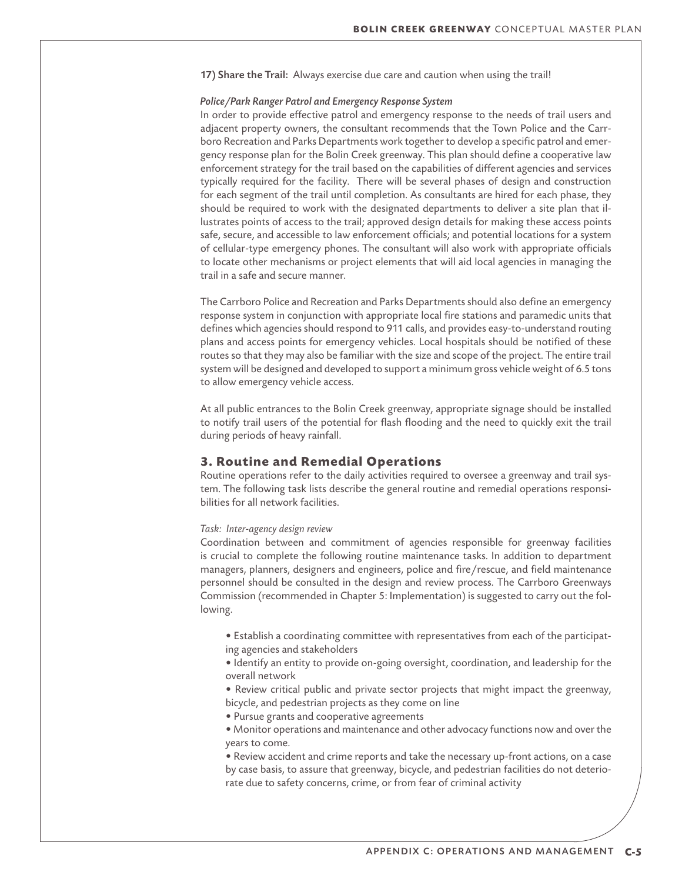**17) Share the Trail:** Always exercise due care and caution when using the trail!

***Police/Park Ranger Patrol and Emergency Response System***

In order to provide effective patrol and emergency response to the needs of trail users and adjacent property owners, the consultant recommends that the Town Police and the Carrboro Recreation and Parks Departments work together to develop a specific patrol and emergency response plan for the Bolin Creek greenway. This plan should define a cooperative law enforcement strategy for the trail based on the capabilities of different agencies and services typically required for the facility. There will be several phases of design and construction for each segment of the trail until completion. As consultants are hired for each phase, they should be required to work with the designated departments to deliver a site plan that illustrates points of access to the trail; approved design details for making these access points safe, secure, and accessible to law enforcement officials; and potential locations for a system of cellular-type emergency phones. The consultant will also work with appropriate officials to locate other mechanisms or project elements that will aid local agencies in managing the trail in a safe and secure manner.

The Carrboro Police and Recreation and Parks Departments should also define an emergency response system in conjunction with appropriate local fire stations and paramedic units that defines which agencies should respond to 911 calls, and provides easy-to-understand routing plans and access points for emergency vehicles. Local hospitals should be notified of these routes so that they may also be familiar with the size and scope of the project. The entire trail system will be designed and developed to support a minimum gross vehicle weight of 6.5 tons to allow emergency vehicle access.

At all public entrances to the Bolin Creek greenway, appropriate signage should be installed to notify trail users of the potential for flash flooding and the need to quickly exit the trail during periods of heavy rainfall.

## 3. Routine and Remedial Operations

Routine operations refer to the daily activities required to oversee a greenway and trail system. The following task lists describe the general routine and remedial operations responsibilities for all network facilities.

*Task: Inter-agency design review*

Coordination between and commitment of agencies responsible for greenway facilities is crucial to complete the following routine maintenance tasks. In addition to department managers, planners, designers and engineers, police and fire/rescue, and field maintenance personnel should be consulted in the design and review process. The Carrboro Greenways Commission (recommended in Chapter 5: Implementation) is suggested to carry out the following.

- Establish a coordinating committee with representatives from each of the participating agencies and stakeholders
- Identify an entity to provide on-going oversight, coordination, and leadership for the overall network
- Review critical public and private sector projects that might impact the greenway, bicycle, and pedestrian projects as they come on line
- Pursue grants and cooperative agreements
- Monitor operations and maintenance and other advocacy functions now and over the years to come.
- Review accident and crime reports and take the necessary up-front actions, on a case by case basis, to assure that greenway, bicycle, and pedestrian facilities do not deteriorate due to safety concerns, crime, or from fear of criminal activity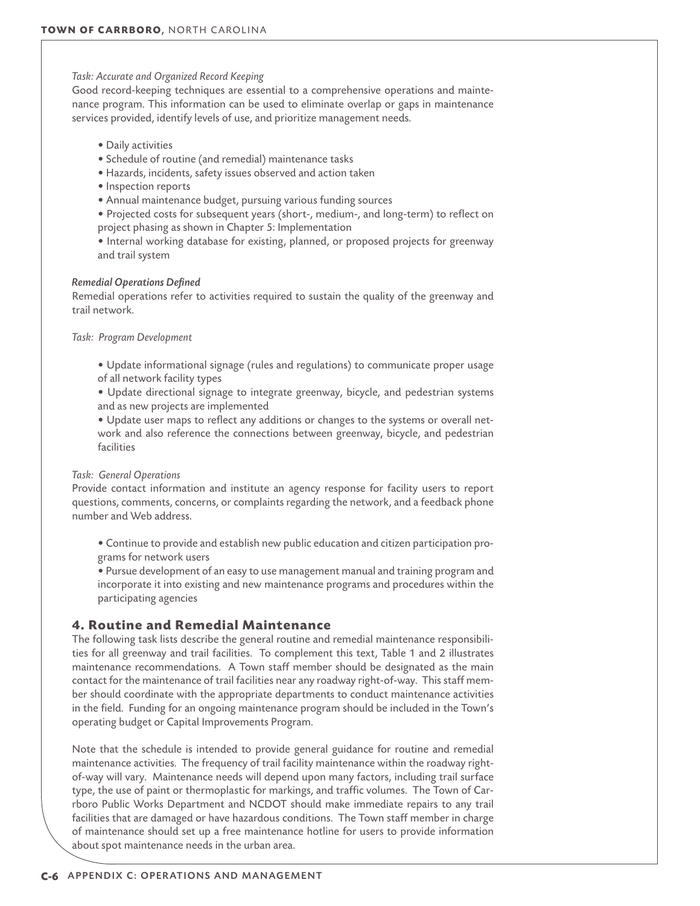*Task: Accurate and Organized Record Keeping*

Good record-keeping techniques are essential to a comprehensive operations and maintenance program. This information can be used to eliminate overlap or gaps in maintenance services provided, identify levels of use, and prioritize management needs.

- Daily activities
- Schedule of routine (and remedial) maintenance tasks
- Hazards, incidents, safety issues observed and action taken
- Inspection reports
- Annual maintenance budget, pursuing various funding sources
- Projected costs for subsequent years (short-, medium-, and long-term) to reflect on project phasing as shown in Chapter 5: Implementation
- Internal working database for existing, planned, or proposed projects for greenway and trail system

***Remedial Operations Defined***

Remedial operations refer to activities required to sustain the quality of the greenway and trail network.

*Task: Program Development*

- Update informational signage (rules and regulations) to communicate proper usage of all network facility types
- Update directional signage to integrate greenway, bicycle, and pedestrian systems and as new projects are implemented
- Update user maps to reflect any additions or changes to the systems or overall network and also reference the connections between greenway, bicycle, and pedestrian facilities

*Task: General Operations*

Provide contact information and institute an agency response for facility users to report questions, comments, concerns, or complaints regarding the network, and a feedback phone number and Web address.

- Continue to provide and establish new public education and citizen participation programs for network users
- Pursue development of an easy to use management manual and training program and incorporate it into existing and new maintenance programs and procedures within the participating agencies

## 4. Routine and Remedial Maintenance

The following task lists describe the general routine and remedial maintenance responsibilities for all greenway and trail facilities. To complement this text, Table 1 and 2 illustrates maintenance recommendations. A Town staff member should be designated as the main contact for the maintenance of trail facilities near any roadway right-of-way. This staff member should coordinate with the appropriate departments to conduct maintenance activities in the field. Funding for an ongoing maintenance program should be included in the Town's operating budget or Capital Improvements Program.

Note that the schedule is intended to provide general guidance for routine and remedial maintenance activities. The frequency of trail facility maintenance within the roadway right-of-way will vary. Maintenance needs will depend upon many factors, including trail surface type, the use of paint or thermoplastic for markings, and traffic volumes. The Town of Carrboro Public Works Department and NCDOT should make immediate repairs to any trail facilities that are damaged or have hazardous conditions. The Town staff member in charge of maintenance should set up a free maintenance hotline for users to provide information about spot maintenance needs in the urban area.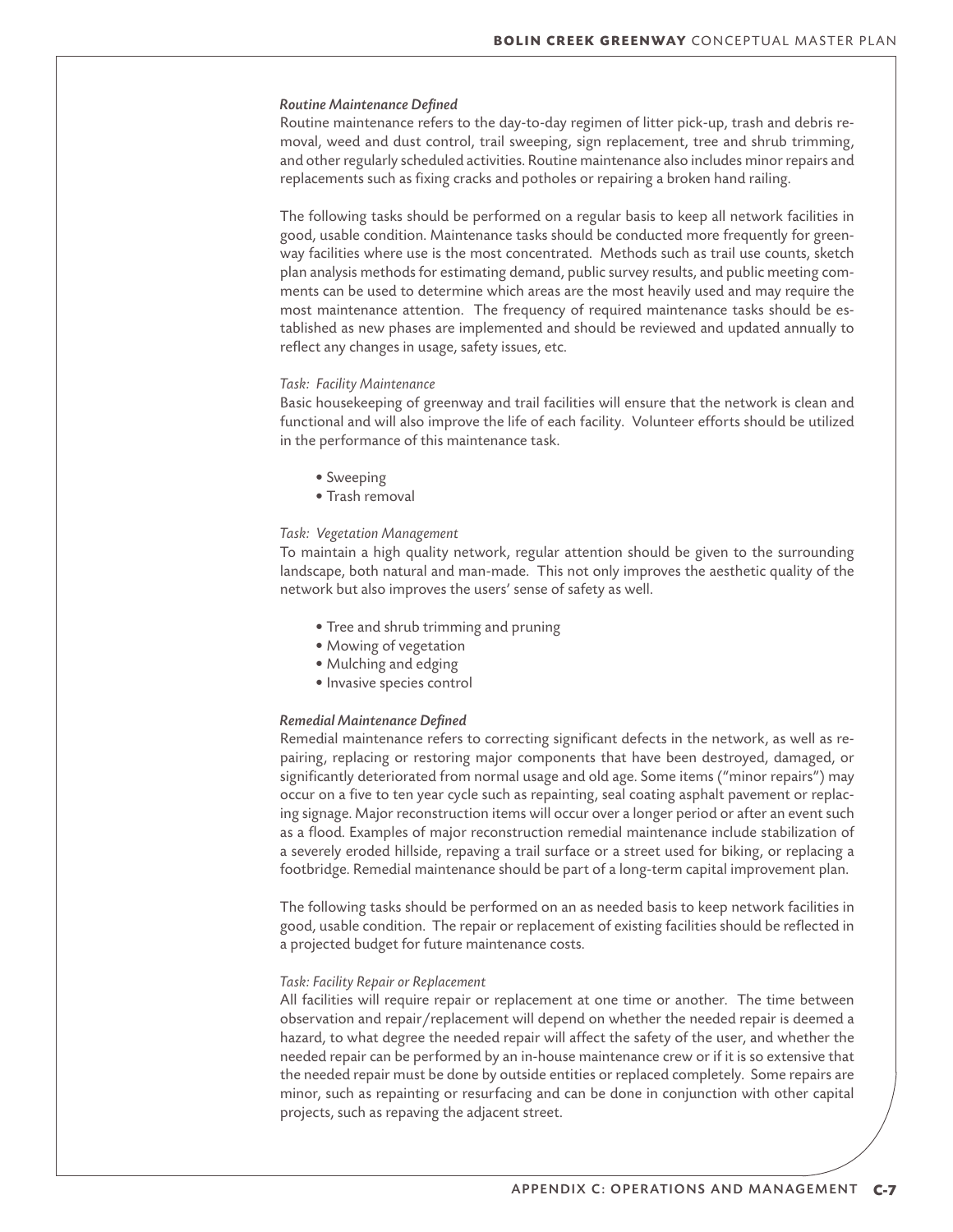***Routine Maintenance Defined***

Routine maintenance refers to the day-to-day regimen of litter pick-up, trash and debris removal, weed and dust control, trail sweeping, sign replacement, tree and shrub trimming, and other regularly scheduled activities. Routine maintenance also includes minor repairs and replacements such as fixing cracks and potholes or repairing a broken hand railing.

The following tasks should be performed on a regular basis to keep all network facilities in good, usable condition. Maintenance tasks should be conducted more frequently for greenway facilities where use is the most concentrated. Methods such as trail use counts, sketch plan analysis methods for estimating demand, public survey results, and public meeting comments can be used to determine which areas are the most heavily used and may require the most maintenance attention. The frequency of required maintenance tasks should be established as new phases are implemented and should be reviewed and updated annually to reflect any changes in usage, safety issues, etc.

*Task: Facility Maintenance*

Basic housekeeping of greenway and trail facilities will ensure that the network is clean and functional and will also improve the life of each facility. Volunteer efforts should be utilized in the performance of this maintenance task.

- Sweeping
- Trash removal

*Task: Vegetation Management*

To maintain a high quality network, regular attention should be given to the surrounding landscape, both natural and man-made. This not only improves the aesthetic quality of the network but also improves the users' sense of safety as well.

- Tree and shrub trimming and pruning
- Mowing of vegetation
- Mulching and edging
- Invasive species control

***Remedial Maintenance Defined***

Remedial maintenance refers to correcting significant defects in the network, as well as repairing, replacing or restoring major components that have been destroyed, damaged, or significantly deteriorated from normal usage and old age. Some items ("minor repairs") may occur on a five to ten year cycle such as repainting, seal coating asphalt pavement or replacing signage. Major reconstruction items will occur over a longer period or after an event such as a flood. Examples of major reconstruction remedial maintenance include stabilization of a severely eroded hillside, repaving a trail surface or a street used for biking, or replacing a footbridge. Remedial maintenance should be part of a long-term capital improvement plan.

The following tasks should be performed on an as needed basis to keep network facilities in good, usable condition. The repair or replacement of existing facilities should be reflected in a projected budget for future maintenance costs.

*Task: Facility Repair or Replacement*

All facilities will require repair or replacement at one time or another. The time between observation and repair/replacement will depend on whether the needed repair is deemed a hazard, to what degree the needed repair will affect the safety of the user, and whether the needed repair can be performed by an in-house maintenance crew or if it is so extensive that the needed repair must be done by outside entities or replaced completely. Some repairs are minor, such as repainting or resurfacing and can be done in conjunction with other capital projects, such as repaving the adjacent street.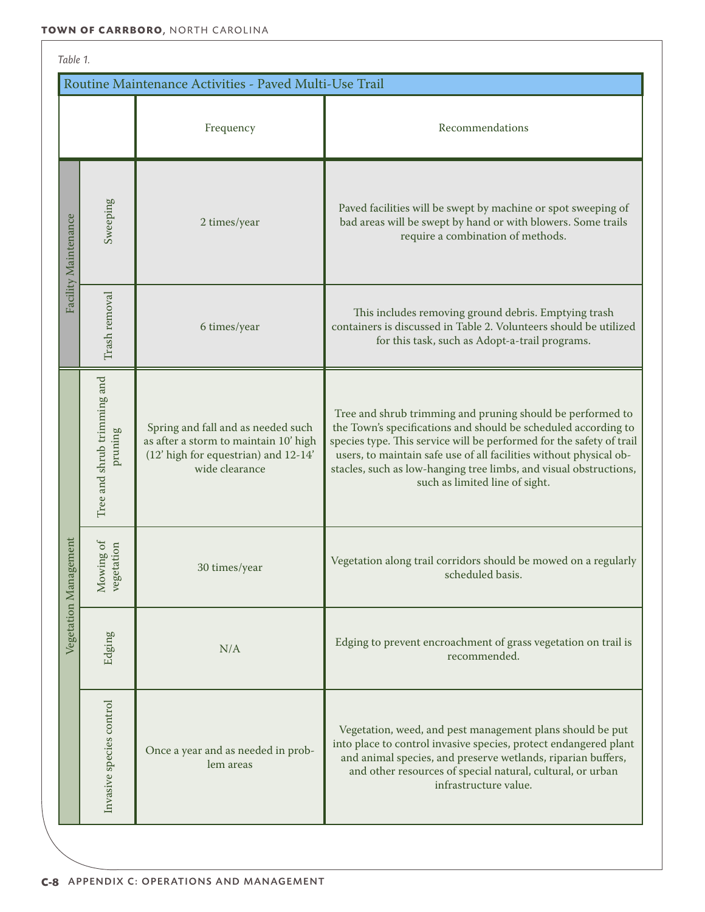*Table 1.*

| Routine Maintenance Activities - Paved Multi-Use Trail | | | |
|---|---|---|---|
| | | Frequency | Recommendations |
| Facility Maintenance | Sweeping | 2 times/year | Paved facilities will be swept by machine or spot sweeping of bad areas will be swept by hand or with blowers. Some trails require a combination of methods. |
| | Trash removal | 6 times/year | This includes removing ground debris. Emptying trash containers is discussed in Table 2. Volunteers should be utilized for this task, such as Adopt-a-trail programs. |
| Vegetation Management | Tree and shrub trimming and pruning | Spring and fall and as needed such as after a storm to maintain 10' high (12' high for equestrian) and 12-14' wide clearance | Tree and shrub trimming and pruning should be performed to the Town's specifications and should be scheduled according to species type. This service will be performed for the safety of trail users, to maintain safe use of all facilities without physical obstacles, such as low-hanging tree limbs, and visual obstructions, such as limited line of sight. |
| | Mowing of vegetation | 30 times/year | Vegetation along trail corridors should be mowed on a regularly scheduled basis. |
| | Edging | N/A | Edging to prevent encroachment of grass vegetation on trail is recommended. |
| | Invasive species control | Once a year and as needed in problem areas | Vegetation, weed, and pest management plans should be put into place to control invasive species, protect endangered plant and animal species, and preserve wetlands, riparian buffers, and other resources of special natural, cultural, or urban infrastructure value. |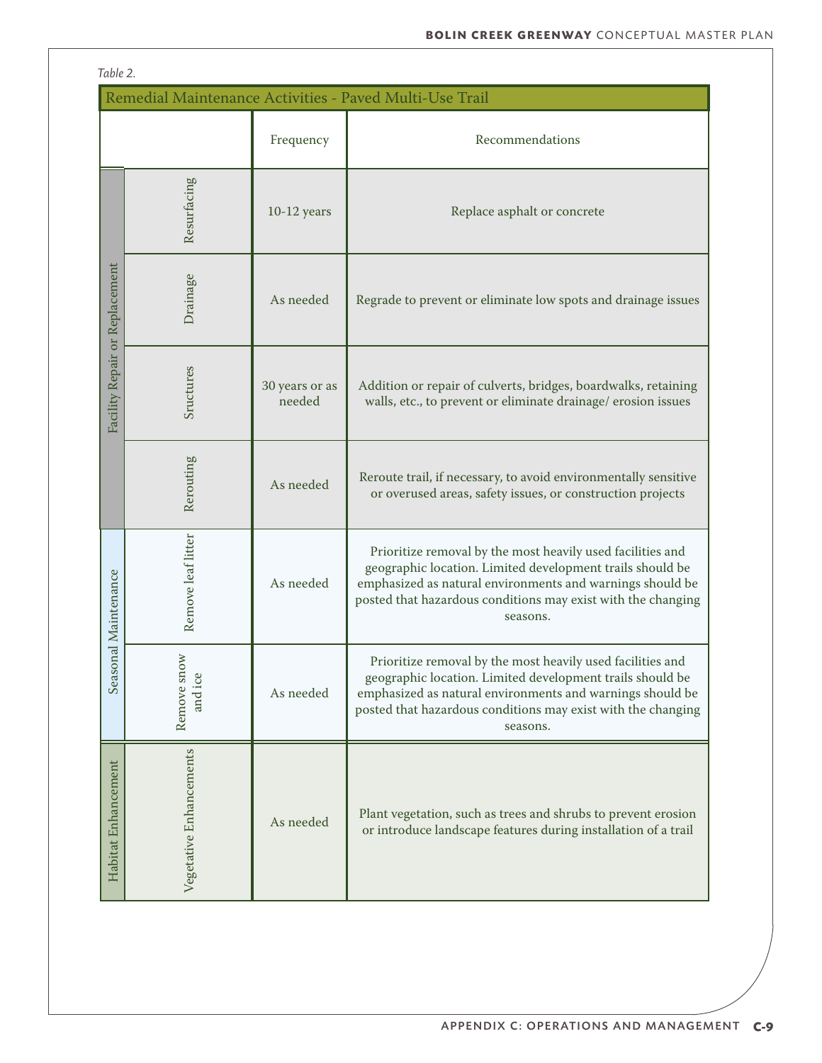*Table 2.*

| Remedial Maintenance Activities - Paved Multi-Use Trail | | | |
|---|---|---|---|
| | | Frequency | Recommendations |
| Facility Repair or Replacement | Resurfacing | 10-12 years | Replace asphalt or concrete |
| | Drainage | As needed | Regrade to prevent or eliminate low spots and drainage issues |
| | Sructures | 30 years or as needed | Addition or repair of culverts, bridges, boardwalks, retaining walls, etc., to prevent or eliminate drainage/ erosion issues |
| | Rerouting | As needed | Reroute trail, if necessary, to avoid environmentally sensitive or overused areas, safety issues, or construction projects |
| Seasonal Maintenance | Remove leaf litter | As needed | Prioritize removal by the most heavily used facilities and geographic location. Limited development trails should be emphasized as natural environments and warnings should be posted that hazardous conditions may exist with the changing seasons. |
| | Remove snow and ice | As needed | Prioritize removal by the most heavily used facilities and geographic location. Limited development trails should be emphasized as natural environments and warnings should be posted that hazardous conditions may exist with the changing seasons. |
| Habitat Enhancement | Vegetative Enhancements | As needed | Plant vegetation, such as trees and shrubs to prevent erosion or introduce landscape features during installation of a trail |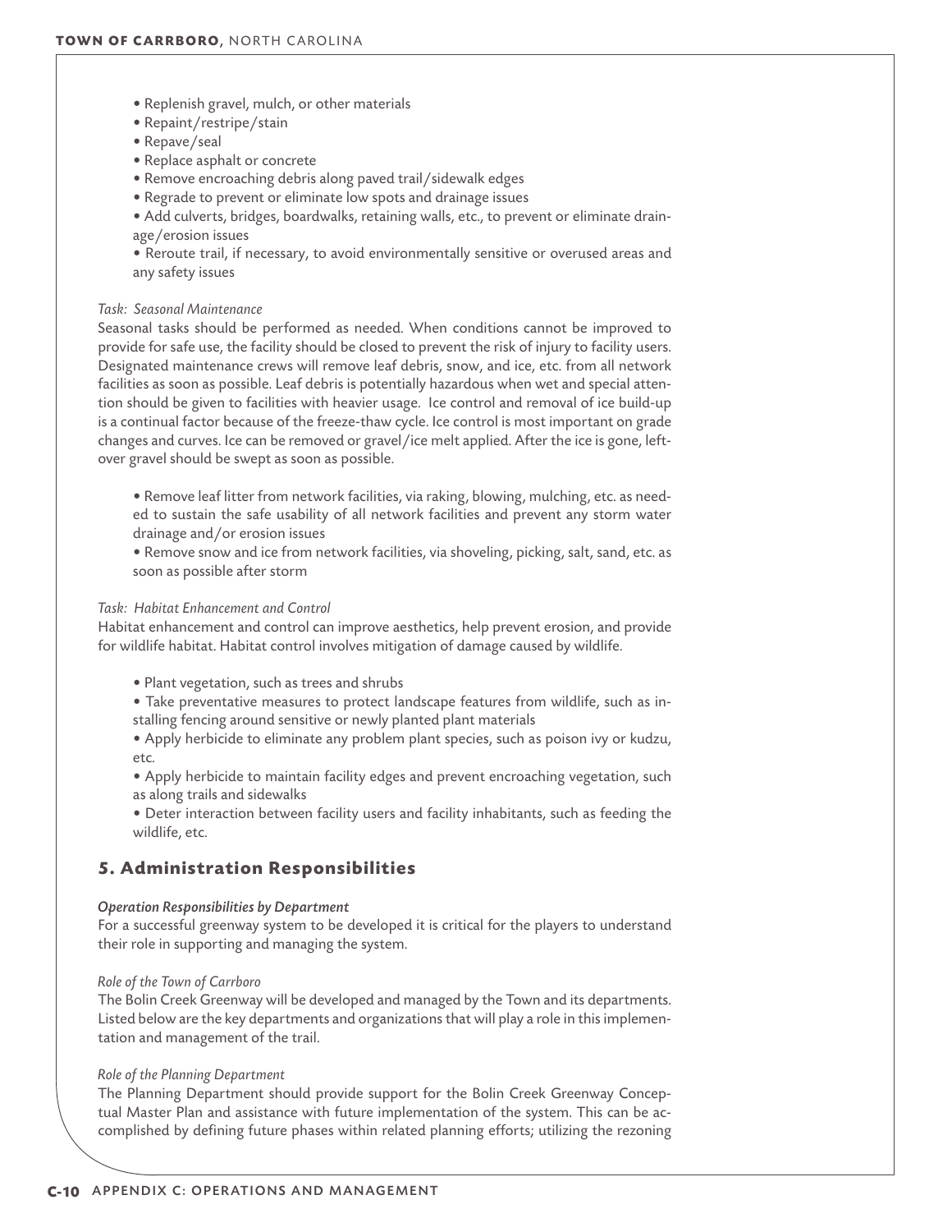- Replenish gravel, mulch, or other materials
- Repaint/restripe/stain
- Repave/seal
- Replace asphalt or concrete
- Remove encroaching debris along paved trail/sidewalk edges
- Regrade to prevent or eliminate low spots and drainage issues
- Add culverts, bridges, boardwalks, retaining walls, etc., to prevent or eliminate drainage/erosion issues
- Reroute trail, if necessary, to avoid environmentally sensitive or overused areas and any safety issues

*Task: Seasonal Maintenance*

Seasonal tasks should be performed as needed. When conditions cannot be improved to provide for safe use, the facility should be closed to prevent the risk of injury to facility users. Designated maintenance crews will remove leaf debris, snow, and ice, etc. from all network facilities as soon as possible. Leaf debris is potentially hazardous when wet and special attention should be given to facilities with heavier usage. Ice control and removal of ice build-up is a continual factor because of the freeze-thaw cycle. Ice control is most important on grade changes and curves. Ice can be removed or gravel/ice melt applied. After the ice is gone, leftover gravel should be swept as soon as possible.

- Remove leaf litter from network facilities, via raking, blowing, mulching, etc. as needed to sustain the safe usability of all network facilities and prevent any storm water drainage and/or erosion issues
- Remove snow and ice from network facilities, via shoveling, picking, salt, sand, etc. as soon as possible after storm

*Task: Habitat Enhancement and Control*

Habitat enhancement and control can improve aesthetics, help prevent erosion, and provide for wildlife habitat. Habitat control involves mitigation of damage caused by wildlife.

- Plant vegetation, such as trees and shrubs
- Take preventative measures to protect landscape features from wildlife, such as installing fencing around sensitive or newly planted plant materials
- Apply herbicide to eliminate any problem plant species, such as poison ivy or kudzu, etc.
- Apply herbicide to maintain facility edges and prevent encroaching vegetation, such as along trails and sidewalks
- Deter interaction between facility users and facility inhabitants, such as feeding the wildlife, etc.

## 5. Administration Responsibilities

***Operation Responsibilities by Department***

For a successful greenway system to be developed it is critical for the players to understand their role in supporting and managing the system.

*Role of the Town of Carrboro*

The Bolin Creek Greenway will be developed and managed by the Town and its departments. Listed below are the key departments and organizations that will play a role in this implementation and management of the trail.

*Role of the Planning Department*

The Planning Department should provide support for the Bolin Creek Greenway Conceptual Master Plan and assistance with future implementation of the system. This can be accomplished by defining future phases within related planning efforts; utilizing the rezoning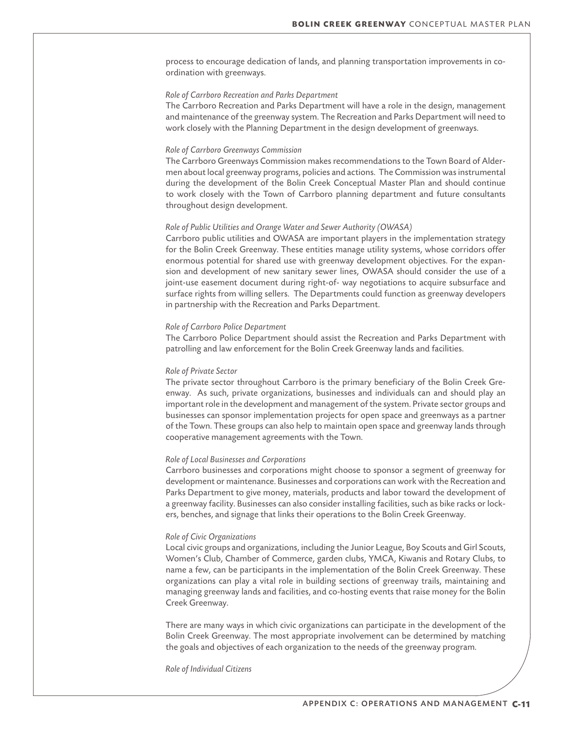process to encourage dedication of lands, and planning transportation improvements in coordination with greenways.

*Role of Carrboro Recreation and Parks Department*

The Carrboro Recreation and Parks Department will have a role in the design, management and maintenance of the greenway system. The Recreation and Parks Department will need to work closely with the Planning Department in the design development of greenways.

*Role of Carrboro Greenways Commission*

The Carrboro Greenways Commission makes recommendations to the Town Board of Aldermen about local greenway programs, policies and actions. The Commission was instrumental during the development of the Bolin Creek Conceptual Master Plan and should continue to work closely with the Town of Carrboro planning department and future consultants throughout design development.

*Role of Public Utilities and Orange Water and Sewer Authority (OWASA)*

Carrboro public utilities and OWASA are important players in the implementation strategy for the Bolin Creek Greenway. These entities manage utility systems, whose corridors offer enormous potential for shared use with greenway development objectives. For the expansion and development of new sanitary sewer lines, OWASA should consider the use of a joint-use easement document during right-of- way negotiations to acquire subsurface and surface rights from willing sellers. The Departments could function as greenway developers in partnership with the Recreation and Parks Department.

*Role of Carrboro Police Department*

The Carrboro Police Department should assist the Recreation and Parks Department with patrolling and law enforcement for the Bolin Creek Greenway lands and facilities.

*Role of Private Sector*

The private sector throughout Carrboro is the primary beneficiary of the Bolin Creek Greenway. As such, private organizations, businesses and individuals can and should play an important role in the development and management of the system. Private sector groups and businesses can sponsor implementation projects for open space and greenways as a partner of the Town. These groups can also help to maintain open space and greenway lands through cooperative management agreements with the Town.

*Role of Local Businesses and Corporations*

Carrboro businesses and corporations might choose to sponsor a segment of greenway for development or maintenance. Businesses and corporations can work with the Recreation and Parks Department to give money, materials, products and labor toward the development of a greenway facility. Businesses can also consider installing facilities, such as bike racks or lockers, benches, and signage that links their operations to the Bolin Creek Greenway.

*Role of Civic Organizations*

Local civic groups and organizations, including the Junior League, Boy Scouts and Girl Scouts, Women's Club, Chamber of Commerce, garden clubs, YMCA, Kiwanis and Rotary Clubs, to name a few, can be participants in the implementation of the Bolin Creek Greenway. These organizations can play a vital role in building sections of greenway trails, maintaining and managing greenway lands and facilities, and co-hosting events that raise money for the Bolin Creek Greenway.

There are many ways in which civic organizations can participate in the development of the Bolin Creek Greenway. The most appropriate involvement can be determined by matching the goals and objectives of each organization to the needs of the greenway program.

*Role of Individual Citizens*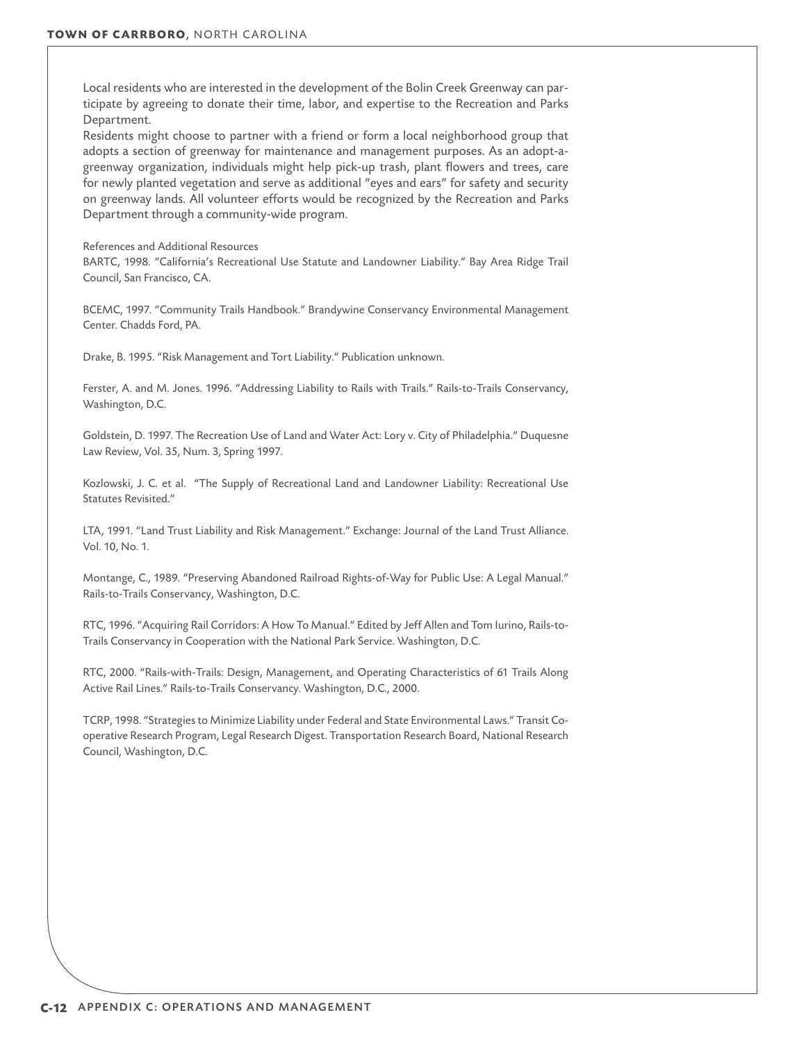Local residents who are interested in the development of the Bolin Creek Greenway can participate by agreeing to donate their time, labor, and expertise to the Recreation and Parks Department.

Residents might choose to partner with a friend or form a local neighborhood group that adopts a section of greenway for maintenance and management purposes. As an adopt-a-greenway organization, individuals might help pick-up trash, plant flowers and trees, care for newly planted vegetation and serve as additional "eyes and ears" for safety and security on greenway lands. All volunteer efforts would be recognized by the Recreation and Parks Department through a community-wide program.

References and Additional Resources

BARTC, 1998. "California's Recreational Use Statute and Landowner Liability." Bay Area Ridge Trail Council, San Francisco, CA.

BCEMC, 1997. "Community Trails Handbook." Brandywine Conservancy Environmental Management Center. Chadds Ford, PA.

Drake, B. 1995. "Risk Management and Tort Liability." Publication unknown.

Ferster, A. and M. Jones. 1996. "Addressing Liability to Rails with Trails." Rails-to-Trails Conservancy, Washington, D.C.

Goldstein, D. 1997. The Recreation Use of Land and Water Act: Lory v. City of Philadelphia." Duquesne Law Review, Vol. 35, Num. 3, Spring 1997.

Kozlowski, J. C. et al. "The Supply of Recreational Land and Landowner Liability: Recreational Use Statutes Revisited."

LTA, 1991. "Land Trust Liability and Risk Management." Exchange: Journal of the Land Trust Alliance. Vol. 10, No. 1.

Montange, C., 1989. "Preserving Abandoned Railroad Rights-of-Way for Public Use: A Legal Manual." Rails-to-Trails Conservancy, Washington, D.C.

RTC, 1996. "Acquiring Rail Corridors: A How To Manual." Edited by Jeff Allen and Tom Iurino, Rails-to-Trails Conservancy in Cooperation with the National Park Service. Washington, D.C.

RTC, 2000. "Rails-with-Trails: Design, Management, and Operating Characteristics of 61 Trails Along Active Rail Lines." Rails-to-Trails Conservancy. Washington, D.C., 2000.

TCRP, 1998. "Strategies to Minimize Liability under Federal and State Environmental Laws." Transit Cooperative Research Program, Legal Research Digest. Transportation Research Board, National Research Council, Washington, D.C.